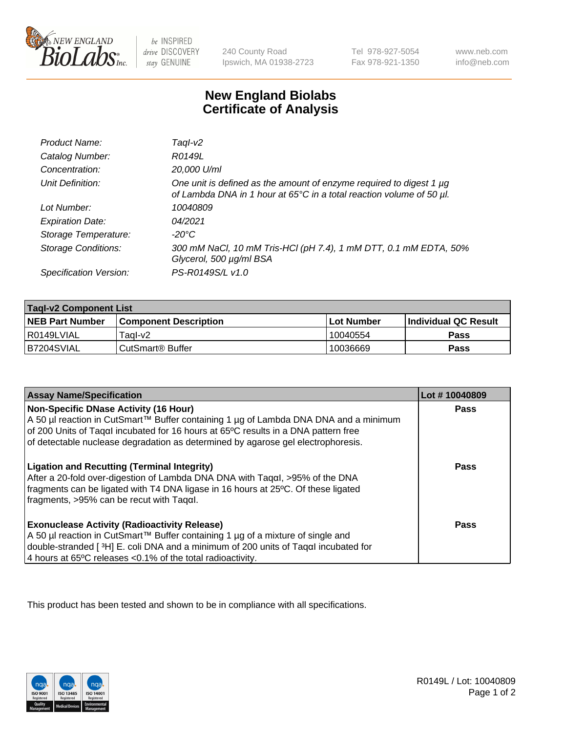# New England Biolabs Certificate of Analysis

| | |
|---|---|
| *Product Name:* | *TaqI-v2* |
| *Catalog Number:* | *R0149L* |
| *Concentration:* | *20,000 U/ml* |
| *Unit Definition:* | *One unit is defined as the amount of enzyme required to digest 1 µg of Lambda DNA in 1 hour at 65°C in a total reaction volume of 50 µl.* |
| *Lot Number:* | *10040809* |
| *Expiration Date:* | *04/2021* |
| *Storage Temperature:* | *-20°C* |
| *Storage Conditions:* | *300 mM NaCl, 10 mM Tris-HCl (pH 7.4), 1 mM DTT, 0.1 mM EDTA, 50% Glycerol, 500 µg/ml BSA* |
| *Specification Version:* | *PS-R0149S/L v1.0* |

| TaqI-v2 Component List | | | |
|---|---|---|---|
| **NEB Part Number** | **Component Description** | **Lot Number** | **Individual QC Result** |
| R0149LVIAL | TaqI-v2 | 10040554 | **Pass** |
| B7204SVIAL | CutSmart® Buffer | 10036669 | **Pass** |

| Assay Name/Specification | Lot # 10040809 |
|---|---|
| **Non-Specific DNase Activity (16 Hour)** A 50 µl reaction in CutSmart™ Buffer containing 1 µg of Lambda DNA DNA and a minimum of 200 Units of TaqαI incubated for 16 hours at 65ºC results in a DNA pattern free of detectable nuclease degradation as determined by agarose gel electrophoresis. | **Pass** |
| **Ligation and Recutting (Terminal Integrity)** After a 20-fold over-digestion of Lambda DNA DNA with TaqαI, >95% of the DNA fragments can be ligated with T4 DNA ligase in 16 hours at 25ºC. Of these ligated fragments, >95% can be recut with TaqαI. | **Pass** |
| **Exonuclease Activity (Radioactivity Release)** A 50 µl reaction in CutSmart™ Buffer containing 1 µg of a mixture of single and double-stranded [ $^{3}$H] E. coli DNA and a minimum of 200 units of TaqαI incubated for 4 hours at 65ºC releases <0.1% of the total radioactivity. | **Pass** |

This product has been tested and shown to be in compliance with all specifications.

R0149L / Lot: 10040809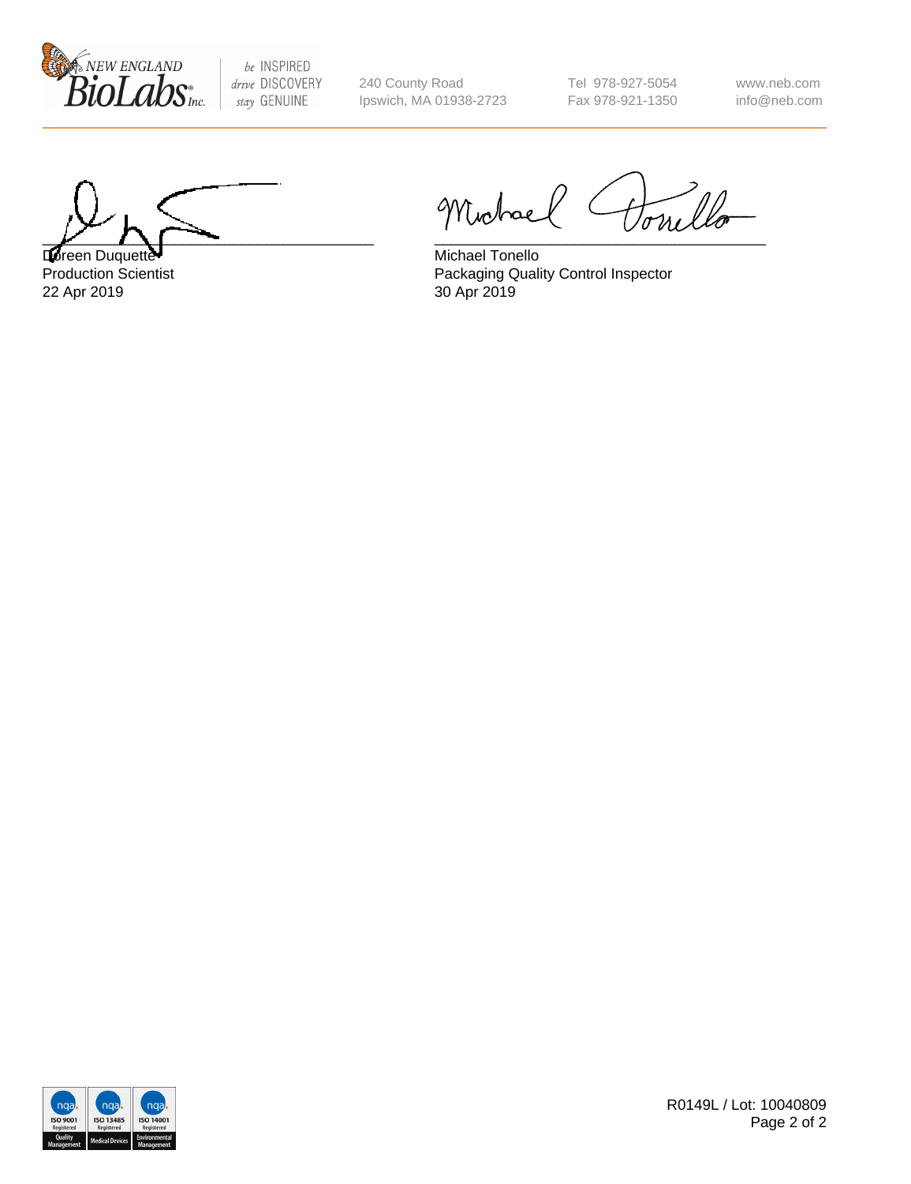240 County Road
Ipswich, MA 01938-2723

Tel 978-927-5054
Fax 978-921-1350

www.neb.com
info@neb.com

Doreen Duquette
Production Scientist
22 Apr 2019

Michael Tonello
Packaging Quality Control Inspector
30 Apr 2019

R0149L / Lot: 10040809